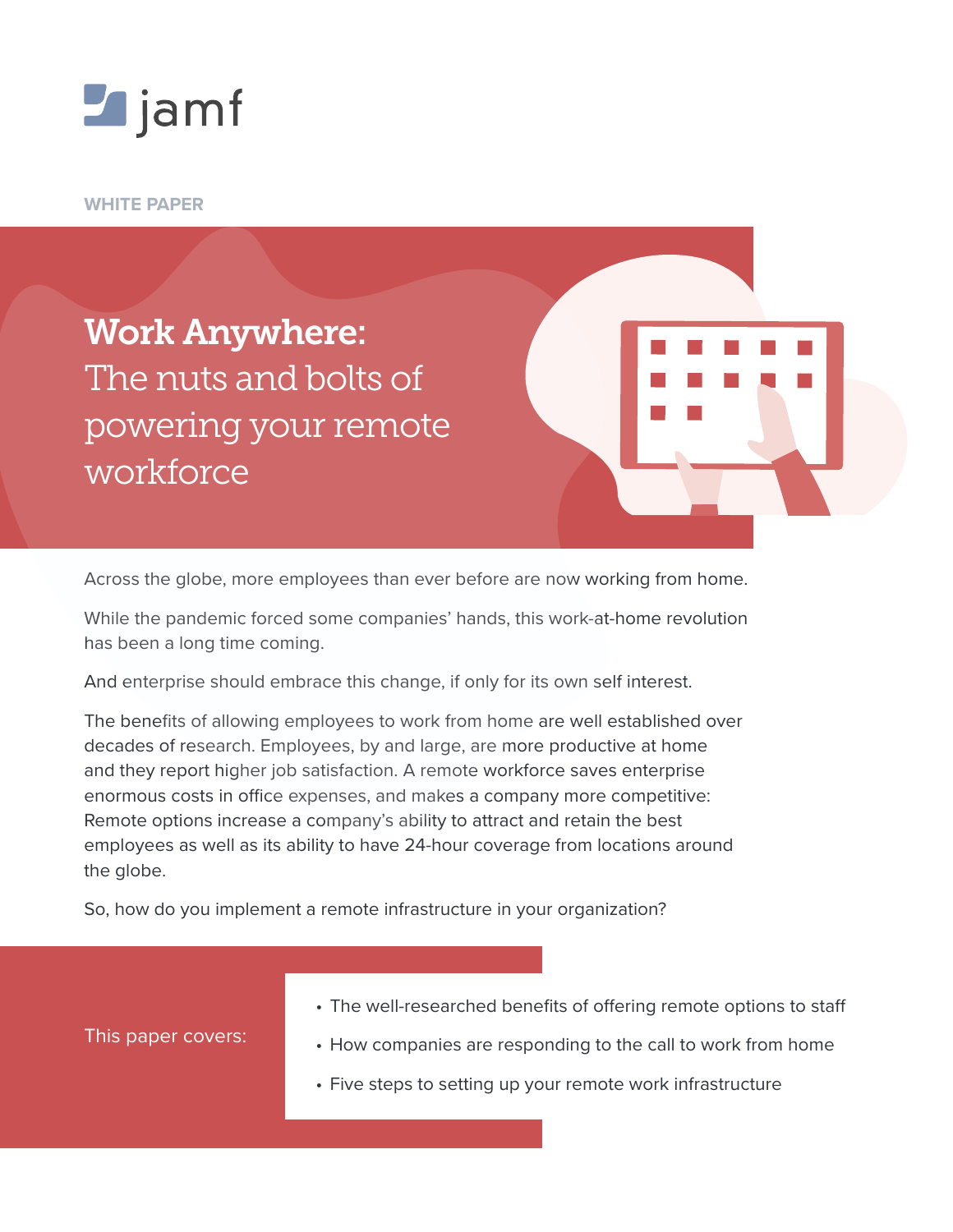jamf

WHITE PAPER

# **Work Anywhere:** The nuts and bolts of powering your remote workforce

Across the globe, more employees than ever before are now working from home.

While the pandemic forced some companies' hands, this work-at-home revolution has been a long time coming.

And enterprise should embrace this change, if only for its own self interest.

The benefits of allowing employees to work from home are well established over decades of research. Employees, by and large, are more productive at home and they report higher job satisfaction. A remote workforce saves enterprise enormous costs in office expenses, and makes a company more competitive: Remote options increase a company's ability to attract and retain the best employees as well as its ability to have 24-hour coverage from locations around the globe.

So, how do you implement a remote infrastructure in your organization?

This paper covers:

- The well-researched benefits of offering remote options to staff
- How companies are responding to the call to work from home
- Five steps to setting up your remote work infrastructure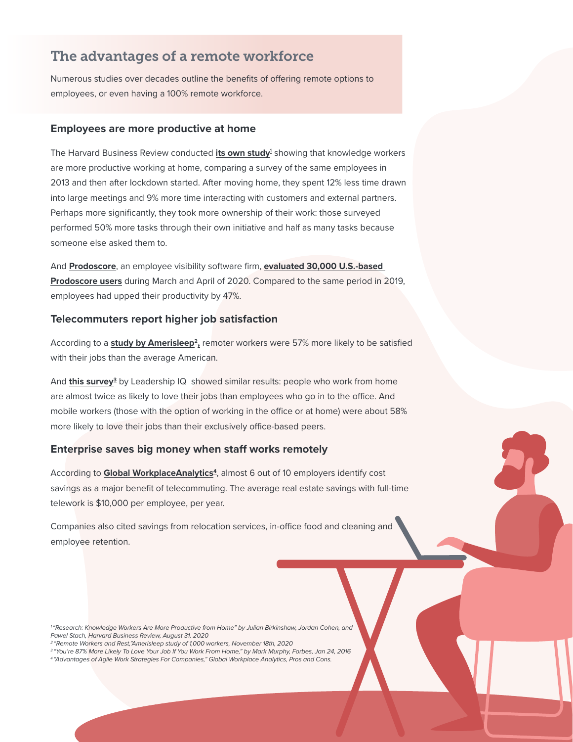## The advantages of a remote workforce

Numerous studies over decades outline the benefits of offering remote options to employees, or even having a 100% remote workforce.

### Employees are more productive at home

The Harvard Business Review conducted **its own study**[1] showing that knowledge workers are more productive working at home, comparing a survey of the same employees in 2013 and then after lockdown started. After moving home, they spent 12% less time drawn into large meetings and 9% more time interacting with customers and external partners. Perhaps more significantly, they took more ownership of their work: those surveyed performed 50% more tasks through their own initiative and half as many tasks because someone else asked them to.

And **Prodoscore**, an employee visibility software firm, **evaluated 30,000 U.S.-based Prodoscore users** during March and April of 2020. Compared to the same period in 2019, employees had upped their productivity by 47%.

### Telecommuters report higher job satisfaction

According to a **study by Amerisleep[2],** remoter workers were 57% more likely to be satisfied with their jobs than the average American.

And **this survey[3]** by Leadership IQ showed similar results: people who work from home are almost twice as likely to love their jobs than employees who go in to the office. And mobile workers (those with the option of working in the office or at home) were about 58% more likely to love their jobs than their exclusively office-based peers.

### Enterprise saves big money when staff works remotely

According to **Global WorkplaceAnalytics[4]**, almost 6 out of 10 employers identify cost savings as a major benefit of telecommuting. The average real estate savings with full-time telework is $10,000 per employee, per year.

Companies also cited savings from relocation services, in-office food and cleaning and employee retention.

*[1] "Research: Knowledge Workers Are More Productive from Home" by Julian Birkinshaw, Jordan Cohen, and Pawel Stach, Harvard Business Review, August 31, 2020*
*[2] "Remote Workers and Rest,"Amerisleep study of 1,000 workers, November 18th, 2020*
*[3] "You're 87% More Likely To Love Your Job If You Work From Home," by Mark Murphy, Forbes, Jan 24, 2016*
*[4] "Advantages of Agile Work Strategies For Companies," Global Workplace Analytics, Pros and Cons.*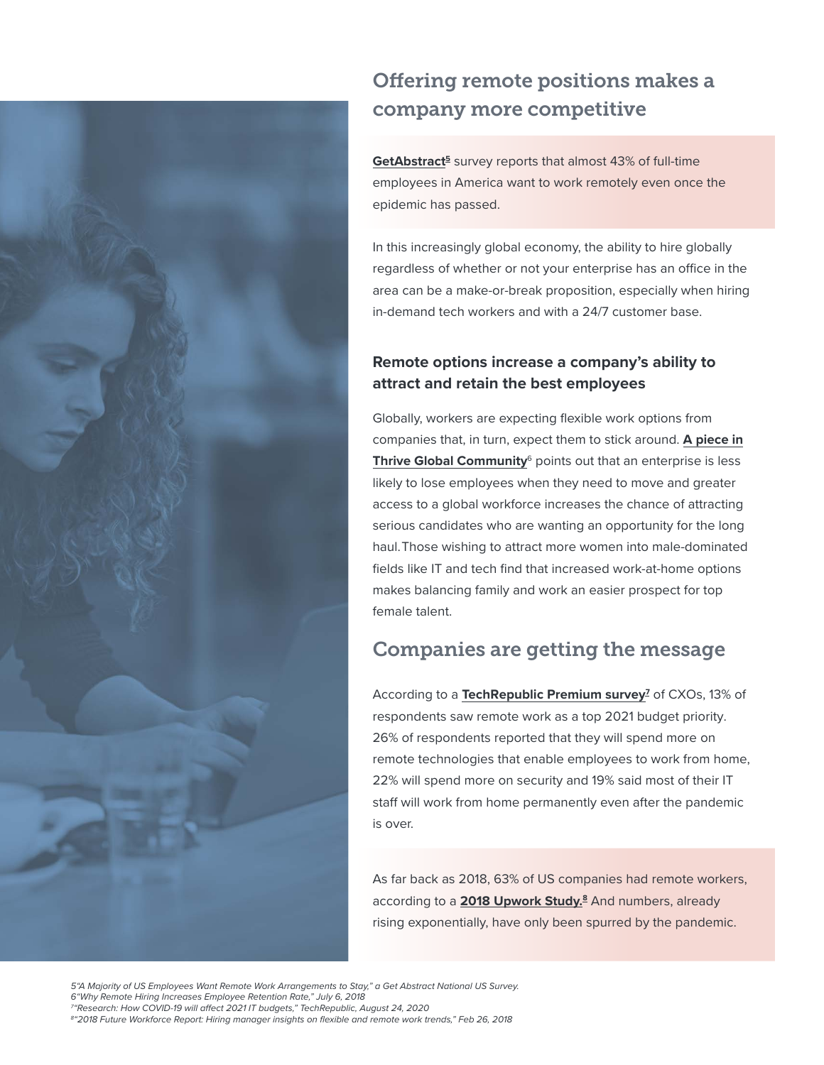## Offering remote positions makes a company more competitive

**GetAbstract**[5] survey reports that almost 43% of full-time employees in America want to work remotely even once the epidemic has passed.

In this increasingly global economy, the ability to hire globally regardless of whether or not your enterprise has an office in the area can be a make-or-break proposition, especially when hiring in-demand tech workers and with a 24/7 customer base.

### Remote options increase a company's ability to attract and retain the best employees

Globally, workers are expecting flexible work options from companies that, in turn, expect them to stick around. **A piece in Thrive Global Community**[6] points out that an enterprise is less likely to lose employees when they need to move and greater access to a global workforce increases the chance of attracting serious candidates who are wanting an opportunity for the long haul. Those wishing to attract more women into male-dominated fields like IT and tech find that increased work-at-home options makes balancing family and work an easier prospect for top female talent.

## Companies are getting the message

According to a **TechRepublic Premium survey**[7] of CXOs, 13% of respondents saw remote work as a top 2021 budget priority. 26% of respondents reported that they will spend more on remote technologies that enable employees to work from home, 22% will spend more on security and 19% said most of their IT staff will work from home permanently even after the pandemic is over.

As far back as 2018, 63% of US companies had remote workers, according to a **2018 Upwork Study.**[8] And numbers, already rising exponentially, have only been spurred by the pandemic.

*5"A Majority of US Employees Want Remote Work Arrangements to Stay," a Get Abstract National US Survey.*
*6"Why Remote Hiring Increases Employee Retention Rate," July 6, 2018*
*7"Research: How COVID-19 will affect 2021 IT budgets," TechRepublic, August 24, 2020*
*8"2018 Future Workforce Report: Hiring manager insights on flexible and remote work trends," Feb 26, 2018*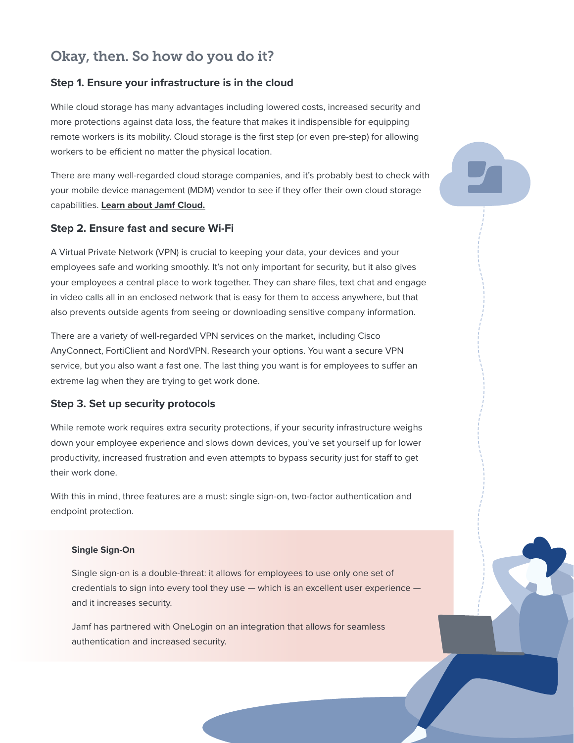## Okay, then. So how do you do it?

### Step 1. Ensure your infrastructure is in the cloud

While cloud storage has many advantages including lowered costs, increased security and more protections against data loss, the feature that makes it indispensible for equipping remote workers is its mobility. Cloud storage is the first step (or even pre-step) for allowing workers to be efficient no matter the physical location.

There are many well-regarded cloud storage companies, and it's probably best to check with your mobile device management (MDM) vendor to see if they offer their own cloud storage capabilities. **Learn about Jamf Cloud.**

### Step 2. Ensure fast and secure Wi-Fi

A Virtual Private Network (VPN) is crucial to keeping your data, your devices and your employees safe and working smoothly. It's not only important for security, but it also gives your employees a central place to work together. They can share files, text chat and engage in video calls all in an enclosed network that is easy for them to access anywhere, but that also prevents outside agents from seeing or downloading sensitive company information.

There are a variety of well-regarded VPN services on the market, including Cisco AnyConnect, FortiClient and NordVPN. Research your options. You want a secure VPN service, but you also want a fast one. The last thing you want is for employees to suffer an extreme lag when they are trying to get work done.

### Step 3. Set up security protocols

While remote work requires extra security protections, if your security infrastructure weighs down your employee experience and slows down devices, you've set yourself up for lower productivity, increased frustration and even attempts to bypass security just for staff to get their work done.

With this in mind, three features are a must: single sign-on, two-factor authentication and endpoint protection.

**Single Sign-On**

Single sign-on is a double-threat: it allows for employees to use only one set of credentials to sign into every tool they use — which is an excellent user experience — and it increases security.

Jamf has partnered with OneLogin on an integration that allows for seamless authentication and increased security.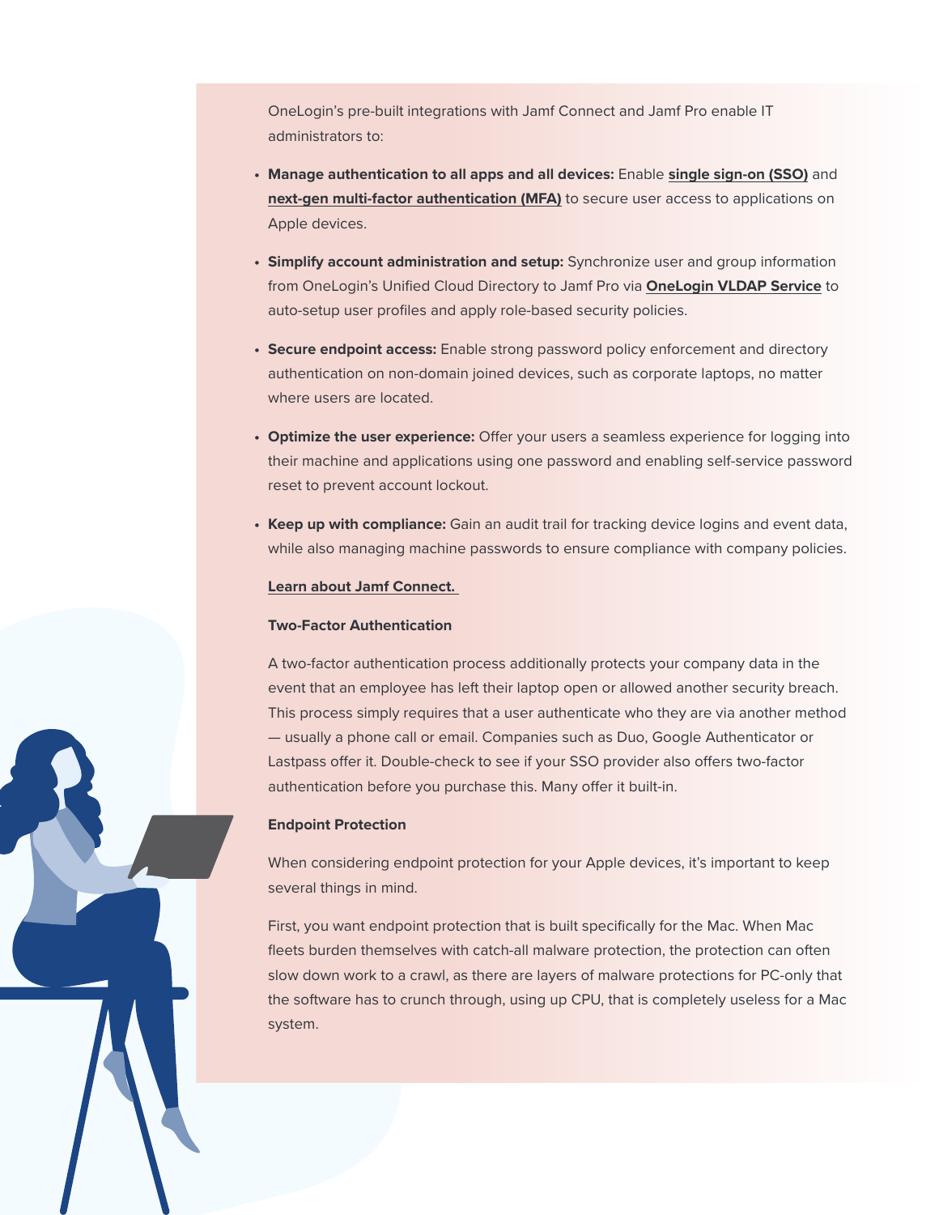OneLogin's pre-built integrations with Jamf Connect and Jamf Pro enable IT administrators to:

- **Manage authentication to all apps and all devices:** Enable **single sign-on (SSO)** and **next-gen multi-factor authentication (MFA)** to secure user access to applications on Apple devices.
- **Simplify account administration and setup:** Synchronize user and group information from OneLogin's Unified Cloud Directory to Jamf Pro via **OneLogin VLDAP Service** to auto-setup user profiles and apply role-based security policies.
- **Secure endpoint access:** Enable strong password policy enforcement and directory authentication on non-domain joined devices, such as corporate laptops, no matter where users are located.
- **Optimize the user experience:** Offer your users a seamless experience for logging into their machine and applications using one password and enabling self-service password reset to prevent account lockout.
- **Keep up with compliance:** Gain an audit trail for tracking device logins and event data, while also managing machine passwords to ensure compliance with company policies.

**Learn about Jamf Connect.**

**Two-Factor Authentication**

A two-factor authentication process additionally protects your company data in the event that an employee has left their laptop open or allowed another security breach. This process simply requires that a user authenticate who they are via another method — usually a phone call or email. Companies such as Duo, Google Authenticator or Lastpass offer it. Double-check to see if your SSO provider also offers two-factor authentication before you purchase this. Many offer it built-in.

**Endpoint Protection**

When considering endpoint protection for your Apple devices, it's important to keep several things in mind.

First, you want endpoint protection that is built specifically for the Mac. When Mac fleets burden themselves with catch-all malware protection, the protection can often slow down work to a crawl, as there are layers of malware protections for PC-only that the software has to crunch through, using up CPU, that is completely useless for a Mac system.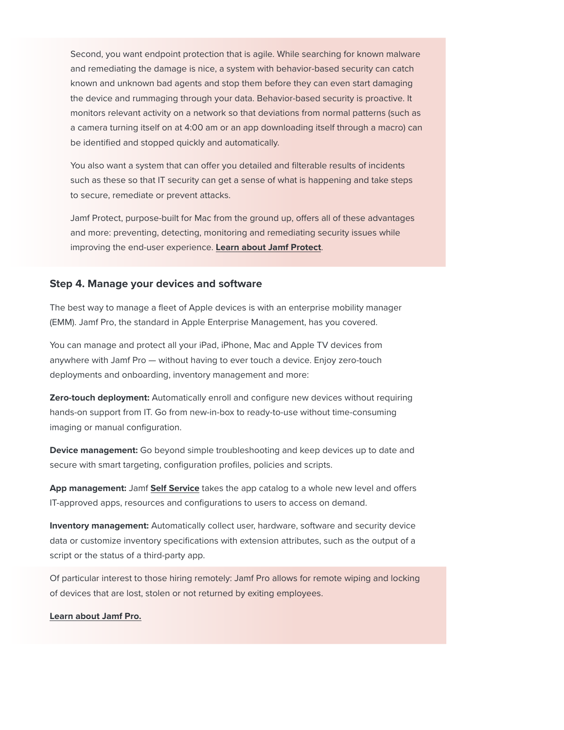Second, you want endpoint protection that is agile. While searching for known malware and remediating the damage is nice, a system with behavior-based security can catch known and unknown bad agents and stop them before they can even start damaging the device and rummaging through your data. Behavior-based security is proactive. It monitors relevant activity on a network so that deviations from normal patterns (such as a camera turning itself on at 4:00 am or an app downloading itself through a macro) can be identified and stopped quickly and automatically.

You also want a system that can offer you detailed and filterable results of incidents such as these so that IT security can get a sense of what is happening and take steps to secure, remediate or prevent attacks.

Jamf Protect, purpose-built for Mac from the ground up, offers all of these advantages and more: preventing, detecting, monitoring and remediating security issues while improving the end-user experience. **Learn about Jamf Protect**.

### Step 4. Manage your devices and software

The best way to manage a fleet of Apple devices is with an enterprise mobility manager (EMM). Jamf Pro, the standard in Apple Enterprise Management, has you covered.

You can manage and protect all your iPad, iPhone, Mac and Apple TV devices from anywhere with Jamf Pro — without having to ever touch a device. Enjoy zero-touch deployments and onboarding, inventory management and more:

**Zero-touch deployment:** Automatically enroll and configure new devices without requiring hands-on support from IT. Go from new-in-box to ready-to-use without time-consuming imaging or manual configuration.

**Device management:** Go beyond simple troubleshooting and keep devices up to date and secure with smart targeting, configuration profiles, policies and scripts.

**App management:** Jamf **Self Service** takes the app catalog to a whole new level and offers IT-approved apps, resources and configurations to users to access on demand.

**Inventory management:** Automatically collect user, hardware, software and security device data or customize inventory specifications with extension attributes, such as the output of a script or the status of a third-party app.

Of particular interest to those hiring remotely: Jamf Pro allows for remote wiping and locking of devices that are lost, stolen or not returned by exiting employees.

**Learn about Jamf Pro.**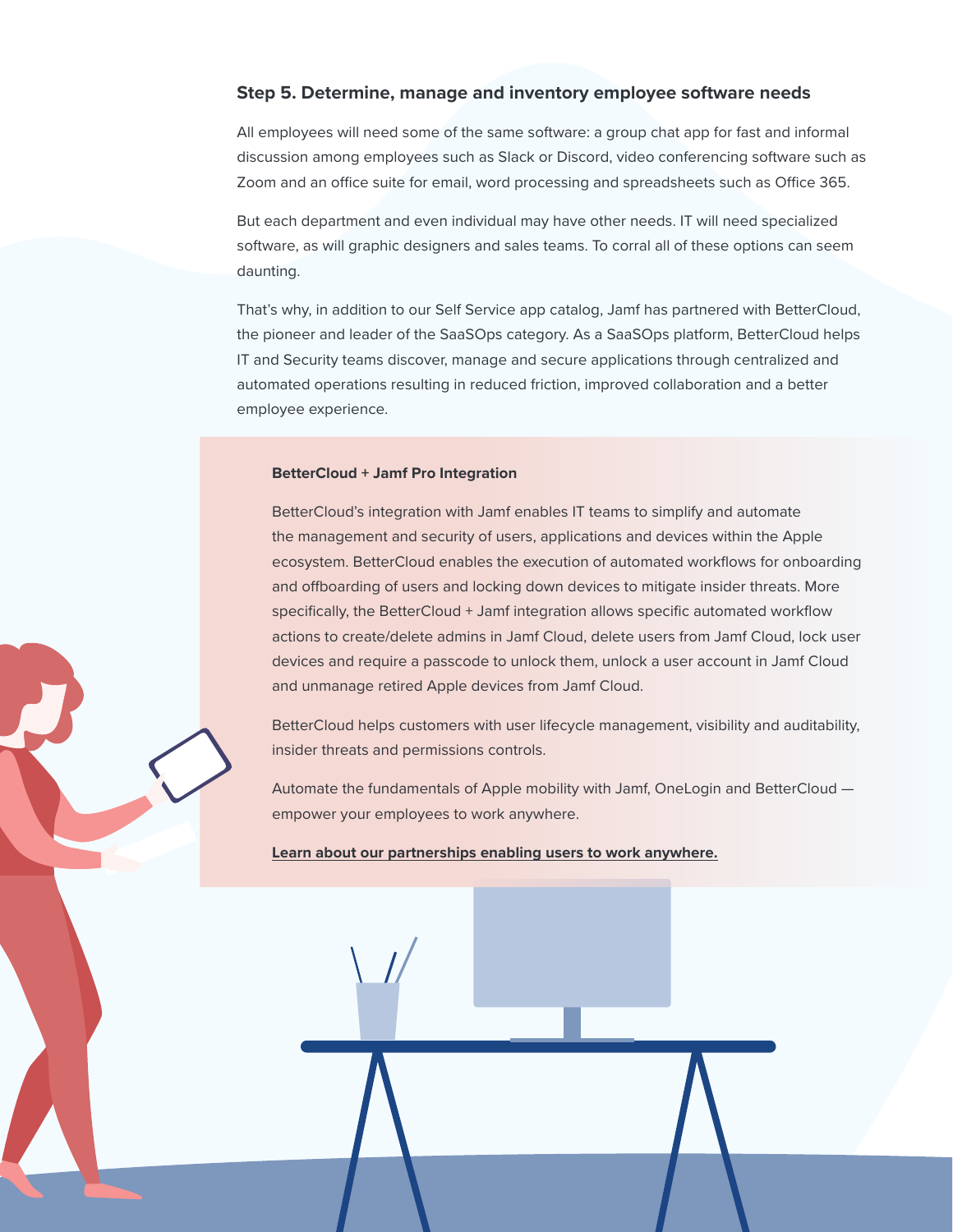## Step 5. Determine, manage and inventory employee software needs

All employees will need some of the same software: a group chat app for fast and informal discussion among employees such as Slack or Discord, video conferencing software such as Zoom and an office suite for email, word processing and spreadsheets such as Office 365.

But each department and even individual may have other needs. IT will need specialized software, as will graphic designers and sales teams. To corral all of these options can seem daunting.

That's why, in addition to our Self Service app catalog, Jamf has partnered with BetterCloud, the pioneer and leader of the SaaSOps category. As a SaaSOps platform, BetterCloud helps IT and Security teams discover, manage and secure applications through centralized and automated operations resulting in reduced friction, improved collaboration and a better employee experience.

### BetterCloud + Jamf Pro Integration

BetterCloud's integration with Jamf enables IT teams to simplify and automate the management and security of users, applications and devices within the Apple ecosystem. BetterCloud enables the execution of automated workflows for onboarding and offboarding of users and locking down devices to mitigate insider threats. More specifically, the BetterCloud + Jamf integration allows specific automated workflow actions to create/delete admins in Jamf Cloud, delete users from Jamf Cloud, lock user devices and require a passcode to unlock them, unlock a user account in Jamf Cloud and unmanage retired Apple devices from Jamf Cloud.

BetterCloud helps customers with user lifecycle management, visibility and auditability, insider threats and permissions controls.

Automate the fundamentals of Apple mobility with Jamf, OneLogin and BetterCloud — empower your employees to work anywhere.

**Learn about our partnerships enabling users to work anywhere.**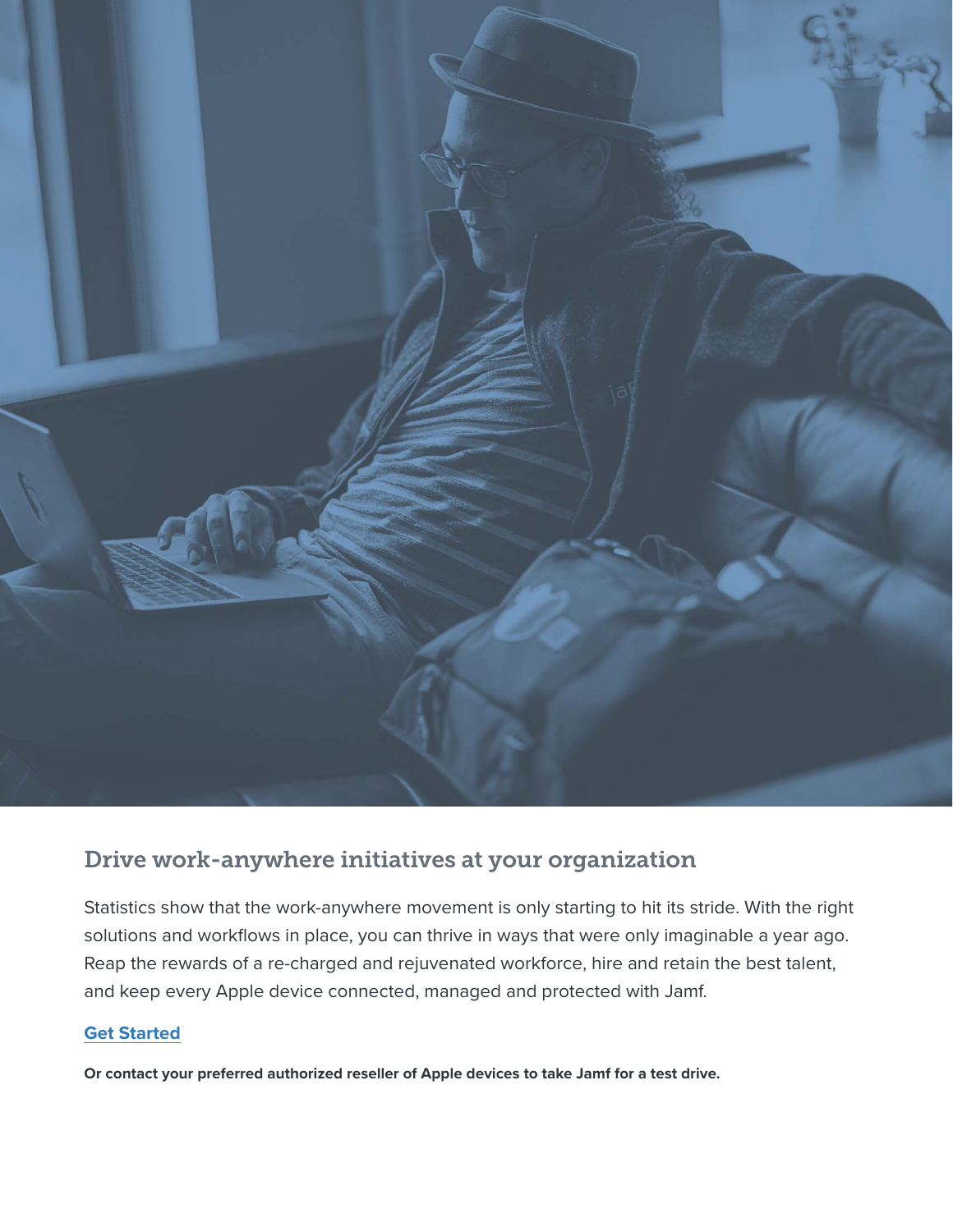## Drive work-anywhere initiatives at your organization

Statistics show that the work-anywhere movement is only starting to hit its stride. With the right solutions and workflows in place, you can thrive in ways that were only imaginable a year ago. Reap the rewards of a re-charged and rejuvenated workforce, hire and retain the best talent, and keep every Apple device connected, managed and protected with Jamf.

**Get Started**

**Or contact your preferred authorized reseller of Apple devices to take Jamf for a test drive.**